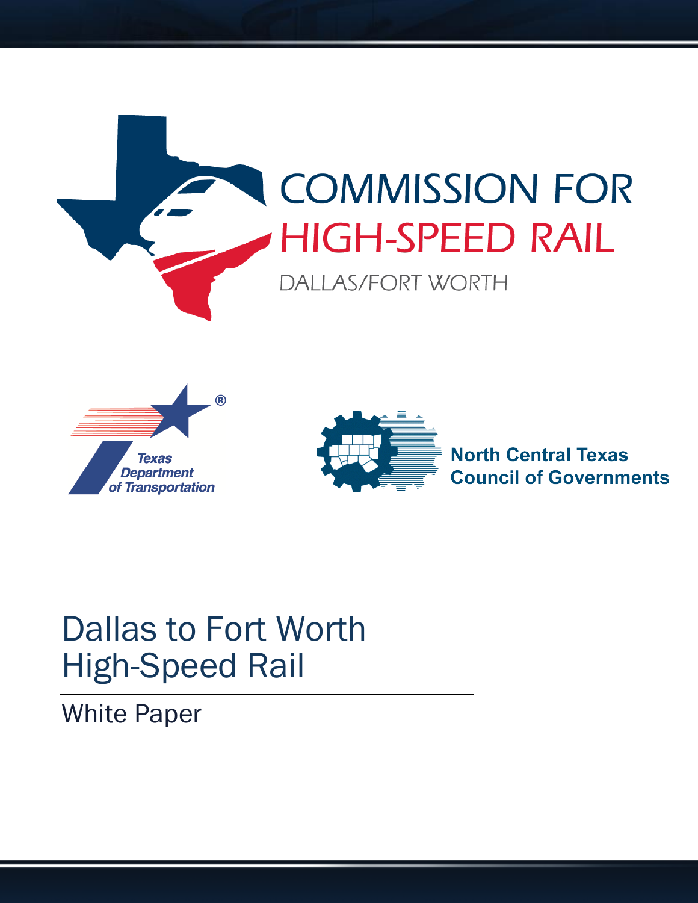COMMISSION FOR HIGH-SPEED RAIL

DALLAS/FORT WORTH

Texas Department of Transportation

North Central Texas Council of Governments

# Dallas to Fort Worth High-Speed Rail

## White Paper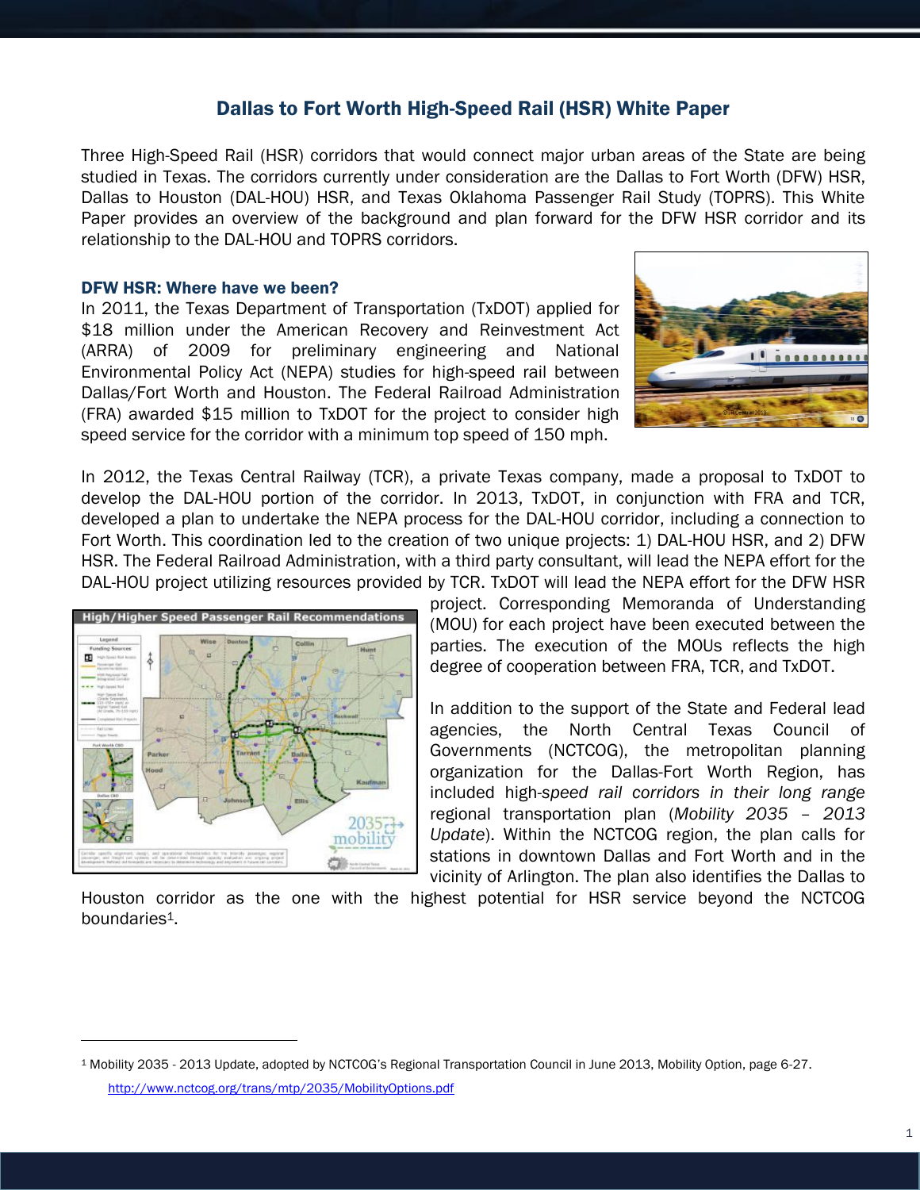# Dallas to Fort Worth High-Speed Rail (HSR) White Paper

Three High-Speed Rail (HSR) corridors that would connect major urban areas of the State are being studied in Texas. The corridors currently under consideration are the Dallas to Fort Worth (DFW) HSR, Dallas to Houston (DAL-HOU) HSR, and Texas Oklahoma Passenger Rail Study (TOPRS). This White Paper provides an overview of the background and plan forward for the DFW HSR corridor and its relationship to the DAL-HOU and TOPRS corridors.

### DFW HSR: Where have we been?

In 2011, the Texas Department of Transportation (TxDOT) applied for $18 million under the American Recovery and Reinvestment Act (ARRA) of 2009 for preliminary engineering and National Environmental Policy Act (NEPA) studies for high-speed rail between Dallas/Fort Worth and Houston. The Federal Railroad Administration (FRA) awarded $15 million to TxDOT for the project to consider high speed service for the corridor with a minimum top speed of 150 mph.

In 2012, the Texas Central Railway (TCR), a private Texas company, made a proposal to TxDOT to develop the DAL-HOU portion of the corridor. In 2013, TxDOT, in conjunction with FRA and TCR, developed a plan to undertake the NEPA process for the DAL-HOU corridor, including a connection to Fort Worth. This coordination led to the creation of two unique projects: 1) DAL-HOU HSR, and 2) DFW HSR. The Federal Railroad Administration, with a third party consultant, will lead the NEPA effort for the DAL-HOU project utilizing resources provided by TCR. TxDOT will lead the NEPA effort for the DFW HSR project. Corresponding Memoranda of Understanding (MOU) for each project have been executed between the parties. The execution of the MOUs reflects the high degree of cooperation between FRA, TCR, and TxDOT.

In addition to the support of the State and Federal lead agencies, the North Central Texas Council of Governments (NCTCOG), the metropolitan planning organization for the Dallas-Fort Worth Region, has included high-speed rail corridors in their long range regional transportation plan (*Mobility 2035 – 2013 Update*). Within the NCTCOG region, the plan calls for stations in downtown Dallas and Fort Worth and in the vicinity of Arlington. The plan also identifies the Dallas to Houston corridor as the one with the highest potential for HSR service beyond the NCTCOG boundaries[1].

---

[1] Mobility 2035 - 2013 Update, adopted by NCTCOG's Regional Transportation Council in June 2013, Mobility Option, page 6-27. http://www.nctcog.org/trans/mtp/2035/MobilityOptions.pdf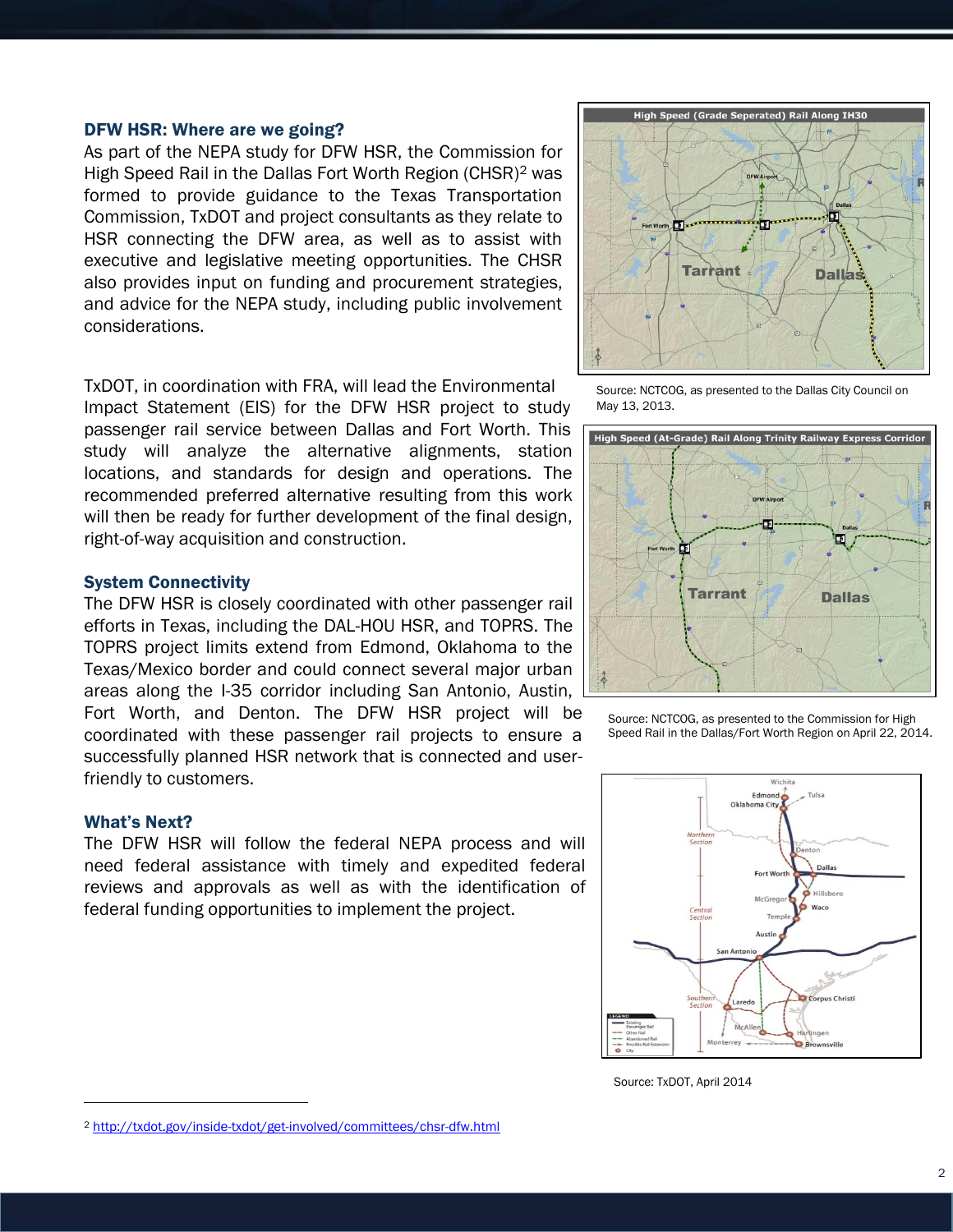## DFW HSR: Where are we going?

As part of the NEPA study for DFW HSR, the Commission for High Speed Rail in the Dallas Fort Worth Region (CHSR)[2] was formed to provide guidance to the Texas Transportation Commission, TxDOT and project consultants as they relate to HSR connecting the DFW area, as well as to assist with executive and legislative meeting opportunities. The CHSR also provides input on funding and procurement strategies, and advice for the NEPA study, including public involvement considerations.

TxDOT, in coordination with FRA, will lead the Environmental Impact Statement (EIS) for the DFW HSR project to study passenger rail service between Dallas and Fort Worth. This study will analyze the alternative alignments, station locations, and standards for design and operations. The recommended preferred alternative resulting from this work will then be ready for further development of the final design, right-of-way acquisition and construction.

## System Connectivity

The DFW HSR is closely coordinated with other passenger rail efforts in Texas, including the DAL-HOU HSR, and TOPRS. The TOPRS project limits extend from Edmond, Oklahoma to the Texas/Mexico border and could connect several major urban areas along the I-35 corridor including San Antonio, Austin, Fort Worth, and Denton. The DFW HSR project will be coordinated with these passenger rail projects to ensure a successfully planned HSR network that is connected and user-friendly to customers.

## What's Next?

The DFW HSR will follow the federal NEPA process and will need federal assistance with timely and expedited federal reviews and approvals as well as with the identification of federal funding opportunities to implement the project.

High Speed (Grade Seperated) Rail Along IH30

Source: NCTCOG, as presented to the Dallas City Council on May 13, 2013.

High Speed (At-Grade) Rail Along Trinity Railway Express Corridor

Source: NCTCOG, as presented to the Commission for High Speed Rail in the Dallas/Fort Worth Region on April 22, 2014.

Source: TxDOT, April 2014

---

[2] http://txdot.gov/inside-txdot/get-involved/committees/chsr-dfw.html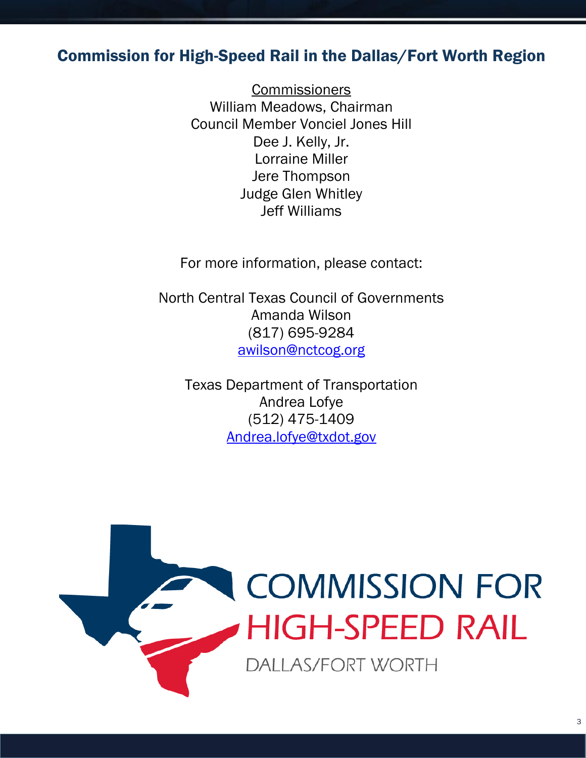## Commission for High-Speed Rail in the Dallas/Fort Worth Region

Commissioners

William Meadows, Chairman
Council Member Vonciel Jones Hill
Dee J. Kelly, Jr.
Lorraine Miller
Jere Thompson
Judge Glen Whitley
Jeff Williams

For more information, please contact:

North Central Texas Council of Governments
Amanda Wilson
(817) 695-9284
awilson@nctcog.org

Texas Department of Transportation
Andrea Lofye
(512) 475-1409
Andrea.lofye@txdot.gov

COMMISSION FOR
HIGH-SPEED RAIL
DALLAS/FORT WORTH